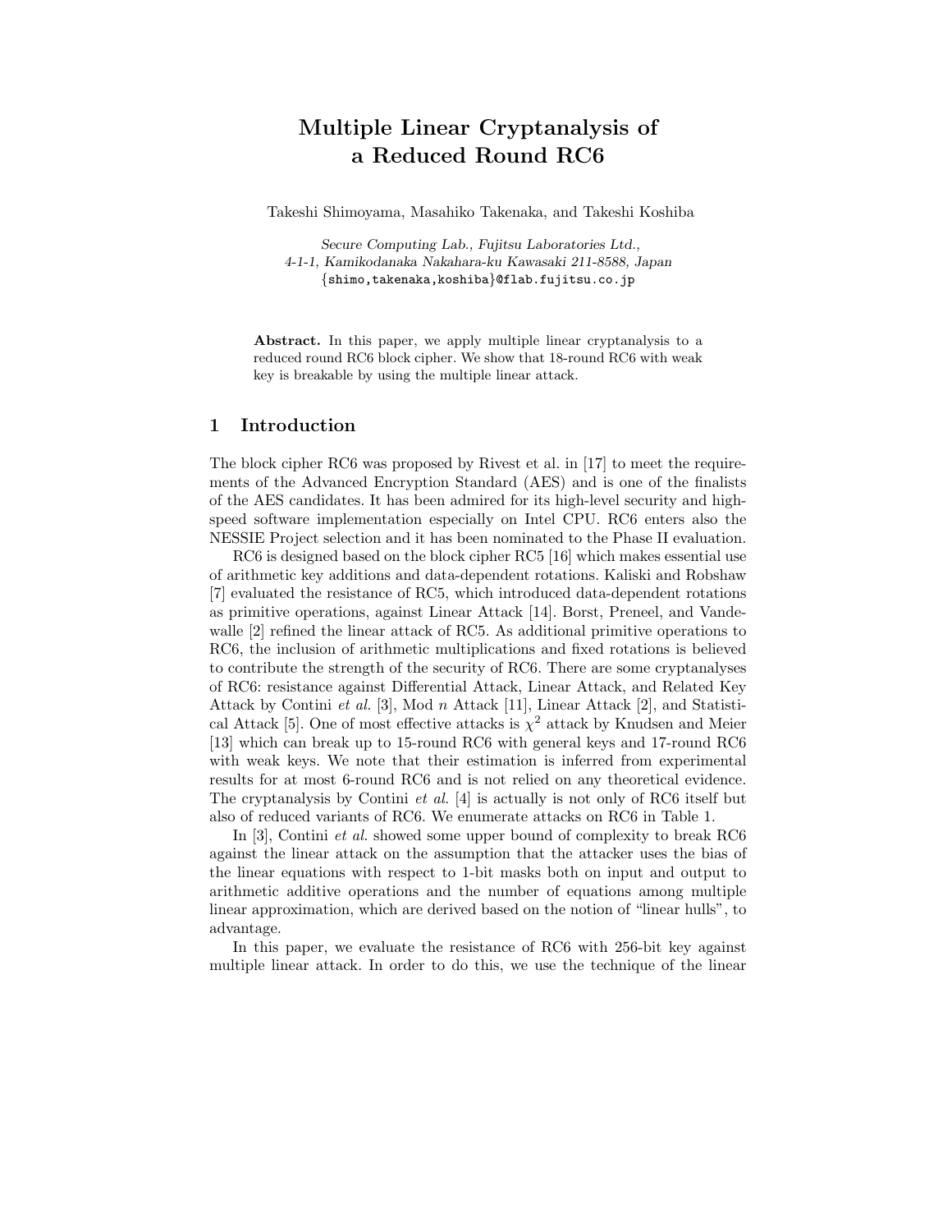# Multiple Linear Cryptanalysis of a Reduced Round RC6

Takeshi Shimoyama, Masahiko Takenaka, and Takeshi Koshiba

*Secure Computing Lab., Fujitsu Laboratories Ltd.,*
*4-1-1, Kamikodanaka Nakahara-ku Kawasaki 211-8588, Japan*
{shimo,takenaka,koshiba}@flab.fujitsu.co.jp

**Abstract.** In this paper, we apply multiple linear cryptanalysis to a reduced round RC6 block cipher. We show that 18-round RC6 with weak key is breakable by using the multiple linear attack.

## 1 Introduction

The block cipher RC6 was proposed by Rivest et al. in [17] to meet the requirements of the Advanced Encryption Standard (AES) and is one of the finalists of the AES candidates. It has been admired for its high-level security and high-speed software implementation especially on Intel CPU. RC6 enters also the NESSIE Project selection and it has been nominated to the Phase II evaluation.

RC6 is designed based on the block cipher RC5 [16] which makes essential use of arithmetic key additions and data-dependent rotations. Kaliski and Robshaw [7] evaluated the resistance of RC5, which introduced data-dependent rotations as primitive operations, against Linear Attack [14]. Borst, Preneel, and Vandewalle [2] refined the linear attack of RC5. As additional primitive operations to RC6, the inclusion of arithmetic multiplications and fixed rotations is believed to contribute the strength of the security of RC6. There are some cryptanalyses of RC6: resistance against Differential Attack, Linear Attack, and Related Key Attack by Contini *et al.* [3], Mod $n$ Attack [11], Linear Attack [2], and Statistical Attack [5]. One of most effective attacks is $\chi^2$ attack by Knudsen and Meier [13] which can break up to 15-round RC6 with general keys and 17-round RC6 with weak keys. We note that their estimation is inferred from experimental results for at most 6-round RC6 and is not relied on any theoretical evidence. The cryptanalysis by Contini *et al.* [4] is actually is not only of RC6 itself but also of reduced variants of RC6. We enumerate attacks on RC6 in Table 1.

In [3], Contini *et al.* showed some upper bound of complexity to break RC6 against the linear attack on the assumption that the attacker uses the bias of the linear equations with respect to 1-bit masks both on input and output to arithmetic additive operations and the number of equations among multiple linear approximation, which are derived based on the notion of "linear hulls", to advantage.

In this paper, we evaluate the resistance of RC6 with 256-bit key against multiple linear attack. In order to do this, we use the technique of the linear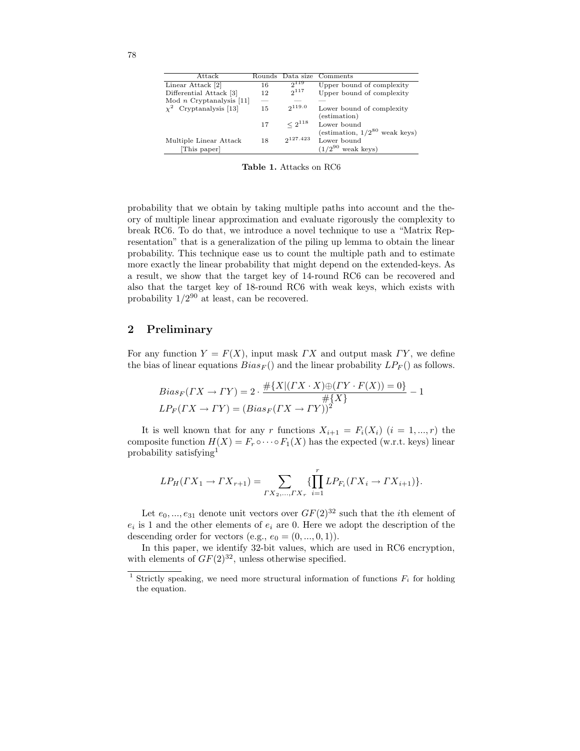| Attack | Rounds | Data size | Comments |
|---|---|---|---|
| Linear Attack [2] | 16 | $2^{119}$ | Upper bound of complexity |
| Differential Attack [3] | 12 | $2^{117}$ | Upper bound of complexity |
| Mod $n$ Cryptanalysis [11] | — | — | — |
| $\chi^2$ Cryptanalysis [13] | 15 | $2^{119.0}$ | Lower bound of complexity (estimation) |
| | 17 | $\leq 2^{118}$ | Lower bound (estimation, $1/2^{80}$ weak keys) |
| Multiple Linear Attack [This paper] | 18 | $2^{127.423}$ | Lower bound ($1/2^{90}$ weak keys) |

**Table 1.** Attacks on RC6

probability that we obtain by taking multiple paths into account and the theory of multiple linear approximation and evaluate rigorously the complexity to break RC6. To do that, we introduce a novel technique to use a "Matrix Representation" that is a generalization of the piling up lemma to obtain the linear probability. This technique ease us to count the multiple path and to estimate more exactly the linear probability that might depend on the extended-keys. As a result, we show that the target key of 14-round RC6 can be recovered and also that the target key of 18-round RC6 with weak keys, which exists with probability $1/2^{90}$ at least, can be recovered.

## 2 Preliminary

For any function $Y = F(X)$, input mask $\Gamma X$ and output mask $\Gamma Y$, we define the bias of linear equations $Bias_F()$ and the linear probability $LP_F()$ as follows.

$$Bias_F(\Gamma X \rightarrow \Gamma Y) = 2 \cdot \frac{\#\{X | (\Gamma X \cdot X) \oplus (\Gamma Y \cdot F(X)) = 0\}}{\#\{X\}} - 1$$
$$LP_F(\Gamma X \rightarrow \Gamma Y) = (Bias_F(\Gamma X \rightarrow \Gamma Y))^2$$

It is well known that for any $r$ functions $X_{i+1} = F_i(X_i)$ $(i = 1, ..., r)$ the composite function $H(X) = F_r \circ \cdots \circ F_1(X)$ has the expected (w.r.t. keys) linear probability satisfying[1]

$$LP_H(\Gamma X_1 \rightarrow \Gamma X_{r+1}) = \sum_{\Gamma X_2, ..., \Gamma X_r} \{\prod_{i=1}^{r} LP_{F_i}(\Gamma X_i \rightarrow \Gamma X_{i+1})\}.$$

Let $e_0, ..., e_{31}$ denote unit vectors over $GF(2)^{32}$ such that the $i$th element of $e_i$ is 1 and the other elements of $e_i$ are 0. Here we adopt the description of the descending order for vectors (e.g., $e_0 = (0, ..., 0, 1)$).

In this paper, we identify 32-bit values, which are used in RC6 encryption, with elements of $GF(2)^{32}$, unless otherwise specified.

[1] Strictly speaking, we need more structural information of functions $F_i$ for holding the equation.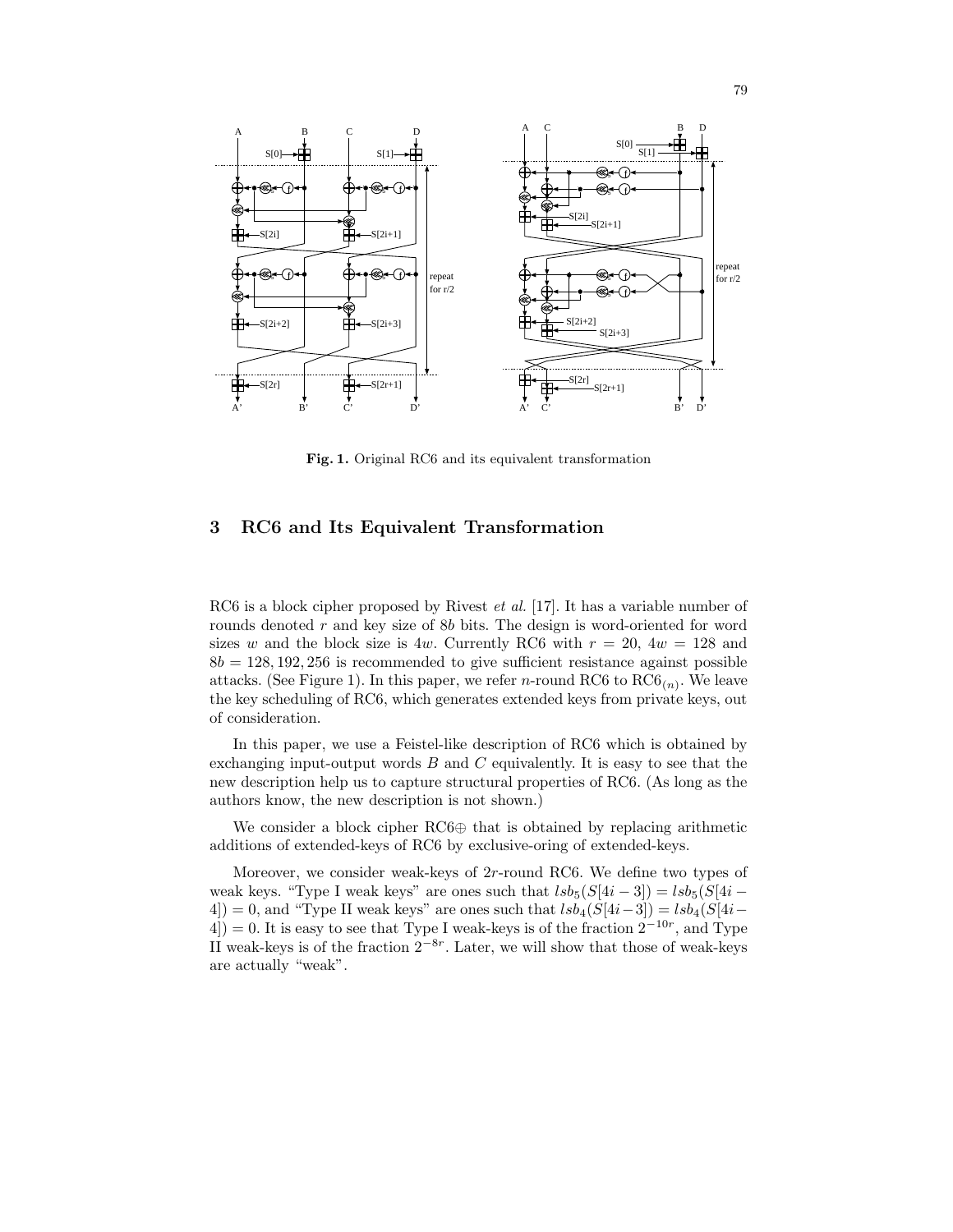Fig. 1. Original RC6 and its equivalent transformation

## 3 RC6 and Its Equivalent Transformation

RC6 is a block cipher proposed by Rivest *et al.* [17]. It has a variable number of rounds denoted $r$ and key size of $8b$ bits. The design is word-oriented for word sizes $w$ and the block size is $4w$. Currently RC6 with $r = 20$, $4w = 128$ and $8b = 128, 192, 256$ is recommended to give sufficient resistance against possible attacks. (See Figure 1). In this paper, we refer $n$-round RC6 to $\mathrm{RC6}_{(n)}$. We leave the key scheduling of RC6, which generates extended keys from private keys, out of consideration.

In this paper, we use a Feistel-like description of RC6 which is obtained by exchanging input-output words $B$ and $C$ equivalently. It is easy to see that the new description help us to capture structural properties of RC6. (As long as the authors know, the new description is not shown.)

We consider a block cipher RC6⊕ that is obtained by replacing arithmetic additions of extended-keys of RC6 by exclusive-oring of extended-keys.

Moreover, we consider weak-keys of $2r$-round RC6. We define two types of weak keys. "Type I weak keys" are ones such that $lsb_5(S[4i-3]) = lsb_5(S[4i-4]) = 0$, and "Type II weak keys" are ones such that $lsb_4(S[4i-3]) = lsb_4(S[4i-4]) = 0$. It is easy to see that Type I weak-keys is of the fraction $2^{-10r}$, and Type II weak-keys is of the fraction $2^{-8r}$. Later, we will show that those of weak-keys are actually "weak".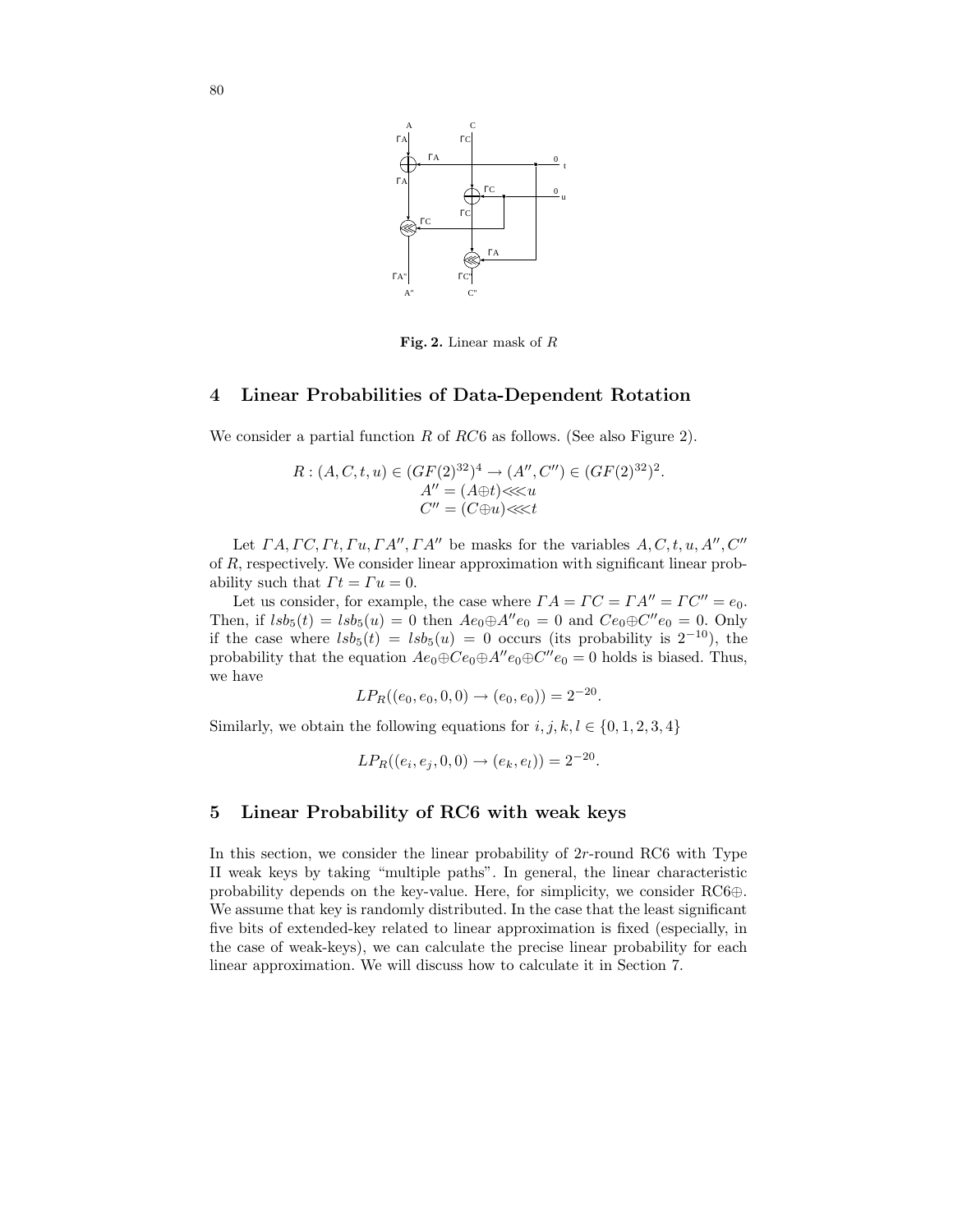**Fig. 2.** Linear mask of $R$

## 4 Linear Probabilities of Data-Dependent Rotation

We consider a partial function $R$ of $RC6$ as follows. (See also Figure 2).

$$R : (A, C, t, u) \in (GF(2)^{32})^4 \rightarrow (A'', C'') \in (GF(2)^{32})^2.$$
$$A'' = (A \oplus t) \lll u$$
$$C'' = (C \oplus u) \lll t$$

Let $\Gamma A, \Gamma C, \Gamma t, \Gamma u, \Gamma A'', \Gamma A''$ be masks for the variables $A, C, t, u, A'', C''$ of $R$, respectively. We consider linear approximation with significant linear probability such that $\Gamma t = \Gamma u = 0$.

Let us consider, for example, the case where $\Gamma A = \Gamma C = \Gamma A'' = \Gamma C'' = e_0$. Then, if $lsb_5(t) = lsb_5(u) = 0$ then $Ae_0 \oplus A''e_0 = 0$ and $Ce_0 \oplus C''e_0 = 0$. Only if the case where $lsb_5(t) = lsb_5(u) = 0$ occurs (its probability is $2^{-10}$), the probability that the equation $Ae_0 \oplus Ce_0 \oplus A''e_0 \oplus C''e_0 = 0$ holds is biased. Thus, we have

$$LP_R((e_0, e_0, 0, 0) \rightarrow (e_0, e_0)) = 2^{-20}.$$

Similarly, we obtain the following equations for $i, j, k, l \in \{0, 1, 2, 3, 4\}$

$$LP_R((e_i, e_j, 0, 0) \rightarrow (e_k, e_l)) = 2^{-20}.$$

## 5 Linear Probability of RC6 with weak keys

In this section, we consider the linear probability of $2r$-round RC6 with Type II weak keys by taking "multiple paths". In general, the linear characteristic probability depends on the key-value. Here, for simplicity, we consider RC6⊕. We assume that key is randomly distributed. In the case that the least significant five bits of extended-key related to linear approximation is fixed (especially, in the case of weak-keys), we can calculate the precise linear probability for each linear approximation. We will discuss how to calculate it in Section 7.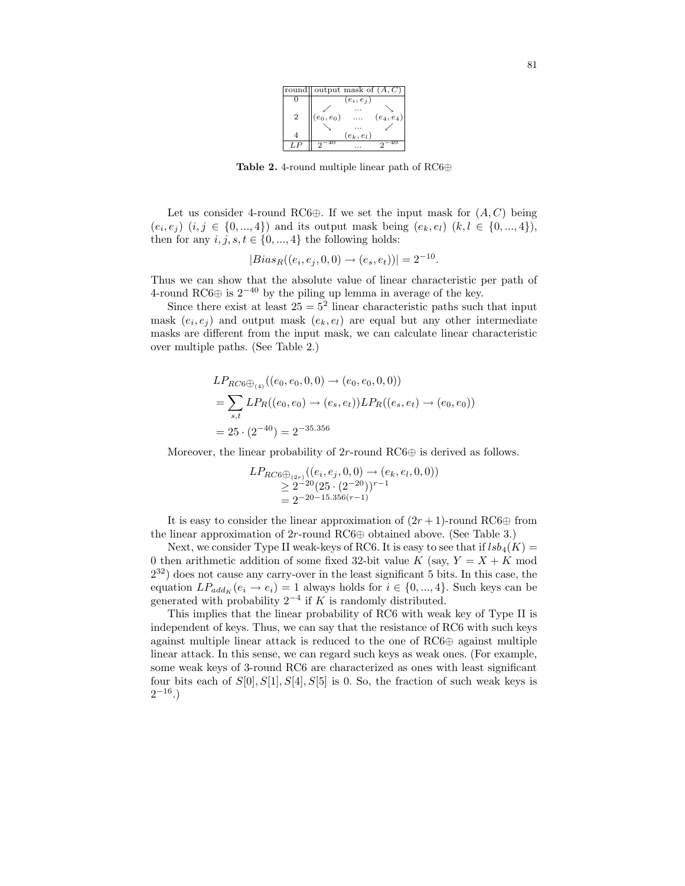| round | output mask of $(A, C)$ | | |
|---|---|---|---|
| 0 | | $(e_i, e_j)$ | |
| | $\swarrow$ | ... | $\searrow$ |
| 2 | $(e_0, e_0)$ | .... | $(e_4, e_4)$ |
| | $\searrow$ | ... | $\swarrow$ |
| 4 | | $(e_k, e_l)$ | |
| $LP$ | $2^{-40}$ | ... | $2^{-40}$ |

**Table 2.** 4-round multiple linear path of RC6⊕

Let us consider 4-round RC6⊕. If we set the input mask for $(A, C)$ being $(e_i, e_j)$ $(i, j \in \{0, ..., 4\})$ and its output mask being $(e_k, e_l)$ $(k, l \in \{0, ..., 4\})$, then for any $i, j, s, t \in \{0, ..., 4\}$ the following holds:

$$|Bias_R((e_i, e_j, 0, 0) \rightarrow (e_s, e_t))| = 2^{-10}.$$

Thus we can show that the absolute value of linear characteristic per path of 4-round RC6⊕ is $2^{-40}$ by the piling up lemma in average of the key.

Since there exist at least $25 = 5^2$ linear characteristic paths such that input mask $(e_i, e_j)$ and output mask $(e_k, e_l)$ are equal but any other intermediate masks are different from the input mask, we can calculate linear characteristic over multiple paths. (See Table 2.)

$$\begin{aligned}
&LP_{RC6\oplus_{(4)}}((e_0, e_0, 0, 0) \rightarrow (e_0, e_0, 0, 0)) \\
&= \sum_{s,t} LP_R((e_0, e_0) \rightarrow (e_s, e_t)) LP_R((e_s, e_t) \rightarrow (e_0, e_0)) \\
&= 25 \cdot (2^{-40}) = 2^{-35.356}
\end{aligned}$$

Moreover, the linear probability of $2r$-round RC6⊕ is derived as follows.

$$\begin{aligned}
&LP_{RC6\oplus_{(2r)}}((e_i, e_j, 0, 0) \rightarrow (e_k, e_l, 0, 0)) \\
&\geq 2^{-20}(25 \cdot (2^{-20}))^{r-1} \\
&= 2^{-20-15.356(r-1)}
\end{aligned}$$

It is easy to consider the linear approximation of $(2r+1)$-round RC6⊕ from the linear approximation of $2r$-round RC6⊕ obtained above. (See Table 3.)

Next, we consider Type II weak-keys of RC6. It is easy to see that if $lsb_4(K) = 0$ then arithmetic addition of some fixed 32-bit value $K$ (say, $Y = X + K \bmod 2^{32}$) does not cause any carry-over in the least significant 5 bits. In this case, the equation $LP_{add_K}(e_i \rightarrow e_i) = 1$ always holds for $i \in \{0, ..., 4\}$. Such keys can be generated with probability $2^{-4}$ if $K$ is randomly distributed.

This implies that the linear probability of RC6 with weak key of Type II is independent of keys. Thus, we can say that the resistance of RC6 with such keys against multiple linear attack is reduced to the one of RC6⊕ against multiple linear attack. In this sense, we can regard such keys as weak ones. (For example, some weak keys of 3-round RC6 are characterized as ones with least significant four bits each of $S[0], S[1], S[4], S[5]$ is 0. So, the fraction of such weak keys is $2^{-16}$.)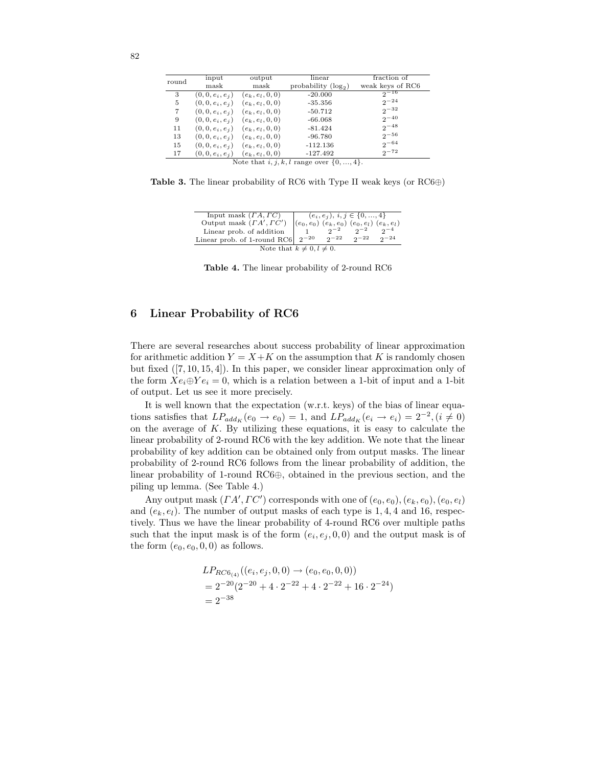| round | input mask | output mask | linear probability ($\log_2$) | fraction of weak keys of RC6 |
|---|---|---|---|---|
| 3 | $(0,0,e_i,e_j)$ | $(e_k,e_l,0,0)$ | -20.000 | $2^{-16}$ |
| 5 | $(0,0,e_i,e_j)$ | $(e_k,e_l,0,0)$ | -35.356 | $2^{-24}$ |
| 7 | $(0,0,e_i,e_j)$ | $(e_k,e_l,0,0)$ | -50.712 | $2^{-32}$ |
| 9 | $(0,0,e_i,e_j)$ | $(e_k,e_l,0,0)$ | -66.068 | $2^{-40}$ |
| 11 | $(0,0,e_i,e_j)$ | $(e_k,e_l,0,0)$ | -81.424 | $2^{-48}$ |
| 13 | $(0,0,e_i,e_j)$ | $(e_k,e_l,0,0)$ | -96.780 | $2^{-56}$ |
| 15 | $(0,0,e_i,e_j)$ | $(e_k,e_l,0,0)$ | -112.136 | $2^{-64}$ |
| 17 | $(0,0,e_i,e_j)$ | $(e_k,e_l,0,0)$ | -127.492 | $2^{-72}$ |

Note that $i, j, k, l$ range over $\{0, ..., 4\}$.

**Table 3.** The linear probability of RC6 with Type II weak keys (or RC6⊕)

| Input mask $(\Gamma A, \Gamma C)$ | $(e_i, e_j),\ i, j \in \{0, ..., 4\}$ | | | |
|---|---|---|---|---|
| Output mask $(\Gamma A', \Gamma C')$ | $(e_0, e_0)$ | $(e_k, e_0)$ | $(e_0, e_l)$ | $(e_k, e_l)$ |
| Linear prob. of addition | 1 | $2^{-2}$ | $2^{-2}$ | $2^{-4}$ |
| Linear prob. of 1-round RC6 | $2^{-20}$ | $2^{-22}$ | $2^{-22}$ | $2^{-24}$ |

Note that $k \neq 0, l \neq 0$.

**Table 4.** The linear probability of 2-round RC6

## 6 Linear Probability of RC6

There are several researches about success probability of linear approximation for arithmetic addition $Y = X + K$ on the assumption that $K$ is randomly chosen but fixed ([7, 10, 15, 4]). In this paper, we consider linear approximation only of the form $Xe_i \oplus Ye_i = 0$, which is a relation between a 1-bit of input and a 1-bit of output. Let us see it more precisely.

It is well known that the expectation (w.r.t. keys) of the bias of linear equations satisfies that $LP_{add_K}(e_0 \rightarrow e_0) = 1$, and $LP_{add_K}(e_i \rightarrow e_i) = 2^{-2}, (i \neq 0)$ on the average of $K$. By utilizing these equations, it is easy to calculate the linear probability of 2-round RC6 with the key addition. We note that the linear probability of key addition can be obtained only from output masks. The linear probability of 2-round RC6 follows from the linear probability of addition, the linear probability of 1-round RC6⊕, obtained in the previous section, and the piling up lemma. (See Table 4.)

Any output mask $(\Gamma A', \Gamma C')$ corresponds with one of $(e_0, e_0), (e_k, e_0), (e_0, e_l)$ and $(e_k, e_l)$. The number of output masks of each type is $1, 4, 4$ and $16$, respectively. Thus we have the linear probability of 4-round RC6 over multiple paths such that the input mask is of the form $(e_i, e_j, 0, 0)$ and the output mask is of the form $(e_0, e_0, 0, 0)$ as follows.

$$
\begin{aligned}
&LP_{RC6_{(4)}}((e_i, e_j, 0, 0) \rightarrow (e_0, e_0, 0, 0)) \\
&= 2^{-20}(2^{-20} + 4 \cdot 2^{-22} + 4 \cdot 2^{-22} + 16 \cdot 2^{-24}) \\
&= 2^{-38}
\end{aligned}
$$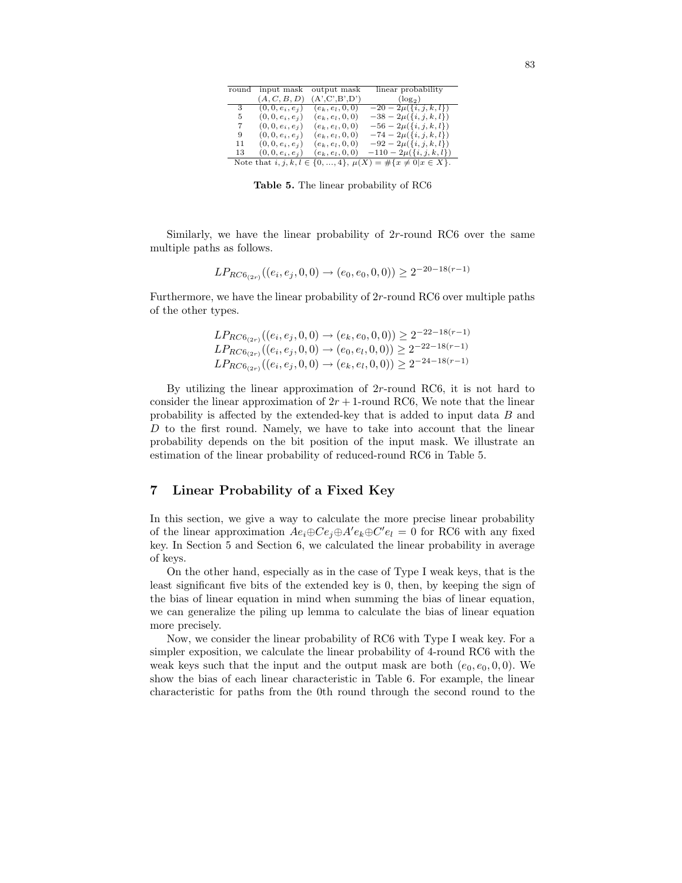| round | input mask $(A, C, B, D)$ | output mask (A',C',B',D') | linear probability $(\log_2)$ |
|---|---|---|---|
| 3 | $(0, 0, e_i, e_j)$ | $(e_k, e_l, 0, 0)$ | $-20 - 2\mu(\{i, j, k, l\})$ |
| 5 | $(0, 0, e_i, e_j)$ | $(e_k, e_l, 0, 0)$ | $-38 - 2\mu(\{i, j, k, l\})$ |
| 7 | $(0, 0, e_i, e_j)$ | $(e_k, e_l, 0, 0)$ | $-56 - 2\mu(\{i, j, k, l\})$ |
| 9 | $(0, 0, e_i, e_j)$ | $(e_k, e_l, 0, 0)$ | $-74 - 2\mu(\{i, j, k, l\})$ |
| 11 | $(0, 0, e_i, e_j)$ | $(e_k, e_l, 0, 0)$ | $-92 - 2\mu(\{i, j, k, l\})$ |
| 13 | $(0, 0, e_i, e_j)$ | $(e_k, e_l, 0, 0)$ | $-110 - 2\mu(\{i, j, k, l\})$ |

Note that $i, j, k, l \in \{0, ..., 4\}$, $\mu(X) = \#\{x \neq 0 | x \in X\}$.

**Table 5.** The linear probability of RC6

Similarly, we have the linear probability of $2r$-round RC6 over the same multiple paths as follows.

$$LP_{RC6_{(2r)}}((e_i, e_j, 0, 0) \rightarrow (e_0, e_0, 0, 0)) \geq 2^{-20-18(r-1)}$$

Furthermore, we have the linear probability of $2r$-round RC6 over multiple paths of the other types.

$$LP_{RC6_{(2r)}}((e_i, e_j, 0, 0) \rightarrow (e_k, e_0, 0, 0)) \geq 2^{-22-18(r-1)}$$
$$LP_{RC6_{(2r)}}((e_i, e_j, 0, 0) \rightarrow (e_0, e_l, 0, 0)) \geq 2^{-22-18(r-1)}$$
$$LP_{RC6_{(2r)}}((e_i, e_j, 0, 0) \rightarrow (e_k, e_l, 0, 0)) \geq 2^{-24-18(r-1)}$$

By utilizing the linear approximation of $2r$-round RC6, it is not hard to consider the linear approximation of $2r+1$-round RC6, We note that the linear probability is affected by the extended-key that is added to input data $B$ and $D$ to the first round. Namely, we have to take into account that the linear probability depends on the bit position of the input mask. We illustrate an estimation of the linear probability of reduced-round RC6 in Table 5.

## 7 Linear Probability of a Fixed Key

In this section, we give a way to calculate the more precise linear probability of the linear approximation $Ae_i \oplus Ce_j \oplus A'e_k \oplus C'e_l = 0$ for RC6 with any fixed key. In Section 5 and Section 6, we calculated the linear probability in average of keys.

On the other hand, especially as in the case of Type I weak keys, that is the least significant five bits of the extended key is 0, then, by keeping the sign of the bias of linear equation in mind when summing the bias of linear equation, we can generalize the piling up lemma to calculate the bias of linear equation more precisely.

Now, we consider the linear probability of RC6 with Type I weak key. For a simpler exposition, we calculate the linear probability of 4-round RC6 with the weak keys such that the input and the output mask are both $(e_0, e_0, 0, 0)$. We show the bias of each linear characteristic in Table 6. For example, the linear characteristic for paths from the 0th round through the second round to the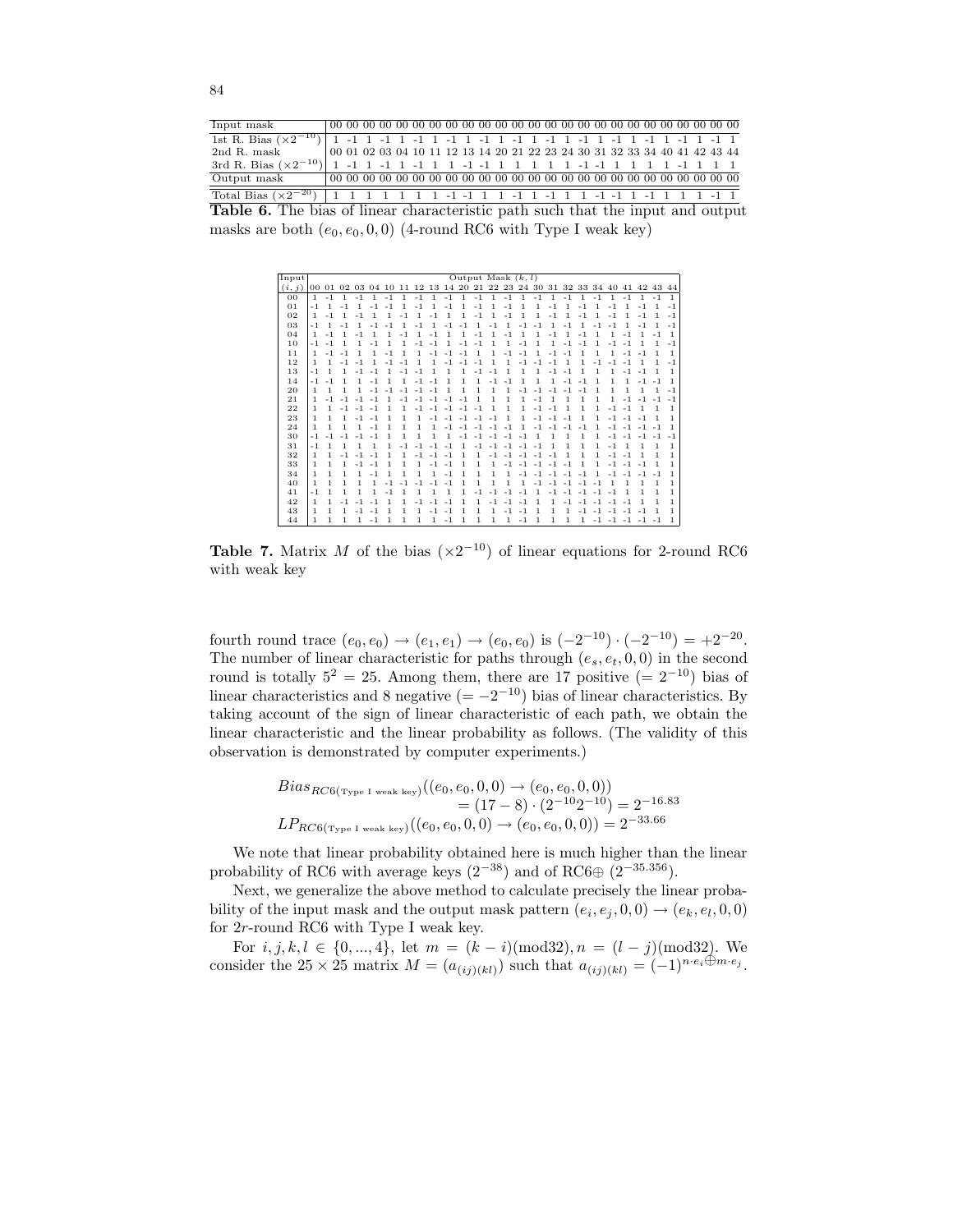| Input mask | | | | | | | | | | | | | | | | | | | | | | | | | |
|---|---|---|---|---|---|---|---|---|---|---|---|---|---|---|---|---|---|---|---|---|---|---|---|---|---|
| Input mask | 00 | 00 | 00 | 00 | 00 | 00 | 00 | 00 | 00 | 00 | 00 | 00 | 00 | 00 | 00 | 00 | 00 | 00 | 00 | 00 | 00 | 00 | 00 | 00 | 00 |
| 1st R. Bias ($\times 2^{-10}$) | 1 | -1 | 1 | -1 | 1 | -1 | 1 | -1 | 1 | -1 | 1 | -1 | 1 | -1 | 1 | -1 | 1 | -1 | 1 | -1 | 1 | -1 | 1 | -1 | 1 |
| 2nd R. mask | 00 | 01 | 02 | 03 | 04 | 10 | 11 | 12 | 13 | 14 | 20 | 21 | 22 | 23 | 24 | 30 | 31 | 32 | 33 | 34 | 40 | 41 | 42 | 43 | 44 |
| 3rd R. Bias ($\times 2^{-10}$) | 1 | -1 | 1 | -1 | 1 | -1 | 1 | 1 | -1 | -1 | 1 | 1 | 1 | 1 | 1 | -1 | -1 | 1 | 1 | 1 | 1 | -1 | 1 | 1 | 1 |
| Output mask | 00 | 00 | 00 | 00 | 00 | 00 | 00 | 00 | 00 | 00 | 00 | 00 | 00 | 00 | 00 | 00 | 00 | 00 | 00 | 00 | 00 | 00 | 00 | 00 | 00 |
| Total Bias ($\times 2^{-20}$) | 1 | 1 | 1 | 1 | 1 | 1 | 1 | -1 | -1 | 1 | 1 | -1 | 1 | -1 | 1 | 1 | -1 | -1 | 1 | -1 | 1 | 1 | 1 | -1 | 1 |

**Table 6.** The bias of linear characteristic path such that the input and output masks are both $(e_0, e_0, 0, 0)$ (4-round RC6 with Type I weak key)

| Input | Output Mask $(k, l)$ | | | | | | | | | | | | | | | | | | | | | | | | |
|---|---|---|---|---|---|---|---|---|---|---|---|---|---|---|---|---|---|---|---|---|---|---|---|---|---|
| $(i, j)$ | 00 | 01 | 02 | 03 | 04 | 10 | 11 | 12 | 13 | 14 | 20 | 21 | 22 | 23 | 24 | 30 | 31 | 32 | 33 | 34 | 40 | 41 | 42 | 43 | 44 |
| 00 | 1 | -1 | 1 | -1 | 1 | -1 | 1 | -1 | 1 | -1 | 1 | -1 | 1 | -1 | 1 | -1 | 1 | -1 | 1 | -1 | 1 | -1 | 1 | -1 | 1 |
| 01 | -1 | 1 | -1 | 1 | -1 | -1 | 1 | -1 | 1 | -1 | 1 | -1 | 1 | -1 | 1 | 1 | -1 | 1 | -1 | 1 | -1 | 1 | -1 | 1 | -1 |
| 02 | 1 | -1 | 1 | -1 | 1 | 1 | -1 | 1 | -1 | 1 | 1 | -1 | 1 | -1 | 1 | 1 | -1 | 1 | -1 | 1 | -1 | 1 | -1 | 1 | -1 |
| 03 | -1 | 1 | -1 | 1 | -1 | -1 | 1 | -1 | 1 | -1 | -1 | 1 | -1 | 1 | -1 | -1 | 1 | -1 | 1 | -1 | -1 | 1 | -1 | 1 | -1 |
| 04 | 1 | -1 | 1 | -1 | 1 | 1 | -1 | 1 | -1 | 1 | 1 | -1 | 1 | -1 | 1 | 1 | -1 | 1 | -1 | 1 | 1 | -1 | 1 | -1 | 1 |
| 10 | -1 | -1 | 1 | 1 | -1 | 1 | 1 | -1 | -1 | 1 | -1 | -1 | 1 | 1 | -1 | 1 | 1 | -1 | -1 | 1 | -1 | -1 | 1 | 1 | -1 |
| 11 | 1 | -1 | -1 | 1 | 1 | -1 | 1 | 1 | -1 | -1 | -1 | 1 | 1 | -1 | -1 | 1 | -1 | -1 | 1 | 1 | 1 | -1 | -1 | 1 | 1 |
| 12 | 1 | 1 | -1 | -1 | 1 | -1 | -1 | 1 | 1 | -1 | -1 | -1 | 1 | 1 | -1 | -1 | -1 | 1 | 1 | -1 | -1 | -1 | 1 | 1 | -1 |
| 13 | -1 | 1 | 1 | -1 | -1 | 1 | -1 | -1 | 1 | 1 | 1 | -1 | -1 | 1 | 1 | 1 | -1 | -1 | 1 | 1 | 1 | -1 | -1 | 1 | 1 |
| 14 | -1 | -1 | 1 | 1 | -1 | 1 | 1 | -1 | -1 | 1 | 1 | 1 | -1 | -1 | 1 | 1 | 1 | -1 | -1 | 1 | 1 | 1 | -1 | -1 | 1 |
| 20 | 1 | 1 | 1 | 1 | -1 | -1 | -1 | -1 | -1 | 1 | 1 | 1 | 1 | 1 | -1 | -1 | -1 | -1 | -1 | 1 | 1 | 1 | 1 | 1 | -1 |
| 21 | 1 | -1 | -1 | -1 | -1 | 1 | -1 | -1 | -1 | -1 | -1 | 1 | 1 | 1 | 1 | -1 | 1 | 1 | 1 | 1 | 1 | -1 | -1 | -1 | -1 |
| 22 | 1 | 1 | -1 | -1 | -1 | 1 | 1 | -1 | -1 | -1 | -1 | -1 | 1 | 1 | 1 | -1 | -1 | 1 | 1 | 1 | -1 | -1 | 1 | 1 | 1 |
| 23 | 1 | 1 | 1 | -1 | -1 | 1 | 1 | 1 | -1 | -1 | -1 | -1 | -1 | 1 | 1 | -1 | -1 | -1 | 1 | 1 | -1 | -1 | -1 | 1 | 1 |
| 24 | 1 | 1 | 1 | 1 | -1 | 1 | 1 | 1 | 1 | -1 | -1 | -1 | -1 | -1 | 1 | -1 | -1 | -1 | -1 | 1 | -1 | -1 | -1 | -1 | 1 |
| 30 | -1 | -1 | -1 | -1 | -1 | 1 | 1 | 1 | 1 | 1 | -1 | -1 | -1 | -1 | -1 | 1 | 1 | 1 | 1 | 1 | -1 | -1 | -1 | -1 | -1 |
| 31 | -1 | 1 | 1 | 1 | 1 | 1 | -1 | -1 | -1 | -1 | 1 | -1 | -1 | -1 | -1 | -1 | 1 | 1 | 1 | 1 | -1 | 1 | 1 | 1 | 1 |
| 32 | 1 | 1 | -1 | -1 | -1 | 1 | 1 | -1 | -1 | -1 | 1 | 1 | -1 | -1 | -1 | -1 | -1 | 1 | 1 | 1 | -1 | -1 | 1 | 1 | 1 |
| 33 | 1 | 1 | 1 | -1 | -1 | 1 | 1 | 1 | -1 | -1 | 1 | 1 | 1 | -1 | -1 | -1 | -1 | -1 | 1 | 1 | -1 | -1 | -1 | 1 | 1 |
| 34 | 1 | 1 | 1 | 1 | -1 | 1 | 1 | 1 | 1 | -1 | 1 | 1 | 1 | 1 | -1 | -1 | -1 | -1 | -1 | 1 | -1 | -1 | -1 | -1 | 1 |
| 40 | 1 | 1 | 1 | 1 | 1 | -1 | -1 | -1 | -1 | -1 | 1 | 1 | 1 | 1 | 1 | -1 | -1 | -1 | -1 | -1 | 1 | 1 | 1 | 1 | 1 |
| 41 | -1 | 1 | 1 | 1 | 1 | -1 | 1 | 1 | 1 | 1 | 1 | -1 | -1 | -1 | -1 | 1 | -1 | -1 | -1 | -1 | -1 | 1 | 1 | 1 | 1 |
| 42 | 1 | 1 | -1 | -1 | -1 | 1 | 1 | -1 | -1 | -1 | 1 | 1 | -1 | -1 | -1 | 1 | 1 | -1 | -1 | -1 | -1 | -1 | 1 | 1 | 1 |
| 43 | 1 | 1 | 1 | -1 | -1 | 1 | 1 | 1 | -1 | -1 | 1 | 1 | 1 | -1 | -1 | 1 | 1 | 1 | -1 | -1 | -1 | -1 | -1 | 1 | 1 |
| 44 | 1 | 1 | 1 | 1 | -1 | 1 | 1 | 1 | 1 | -1 | 1 | 1 | 1 | 1 | -1 | 1 | 1 | 1 | 1 | -1 | -1 | -1 | -1 | -1 | 1 |

**Table 7.** Matrix $M$ of the bias ($\times 2^{-10}$) of linear equations for 2-round RC6 with weak key

fourth round trace $(e_0, e_0) \to (e_1, e_1) \to (e_0, e_0)$ is $(-2^{-10}) \cdot (-2^{-10}) = +2^{-20}$. The number of linear characteristic for paths through $(e_s, e_t, 0, 0)$ in the second round is totally $5^2 = 25$. Among them, there are 17 positive ($= 2^{-10}$) bias of linear characteristics and 8 negative ($= -2^{-10}$) bias of linear characteristics. By taking account of the sign of linear characteristic of each path, we obtain the linear characteristic and the linear probability as follows. (The validity of this observation is demonstrated by computer experiments.)

$$
\begin{aligned}
Bias_{RC6(\text{Type I weak key})}((e_0, e_0, 0, 0) \to (e_0, e_0, 0, 0)) \\
= (17 - 8) \cdot (2^{-10} 2^{-10}) = 2^{-16.83} \\
LP_{RC6(\text{Type I weak key})}((e_0, e_0, 0, 0) \to (e_0, e_0, 0, 0)) = 2^{-33.66}
\end{aligned}
$$

We note that linear probability obtained here is much higher than the linear probability of RC6 with average keys ($2^{-38}$) and of RC6⊕ ($2^{-35.356}$).

Next, we generalize the above method to calculate precisely the linear probability of the input mask and the output mask pattern $(e_i, e_j, 0, 0) \to (e_k, e_l, 0, 0)$ for $2r$-round RC6 with Type I weak key.

For $i, j, k, l \in \{0, ..., 4\}$, let $m = (k - i) (\text{mod} 32), n = (l - j) (\text{mod} 32)$. We consider the $25 \times 25$ matrix $M = (a_{(ij)(kl)})$ such that $a_{(ij)(kl)} = (-1)^{n \cdot e_i \oplus m \cdot e_j}$.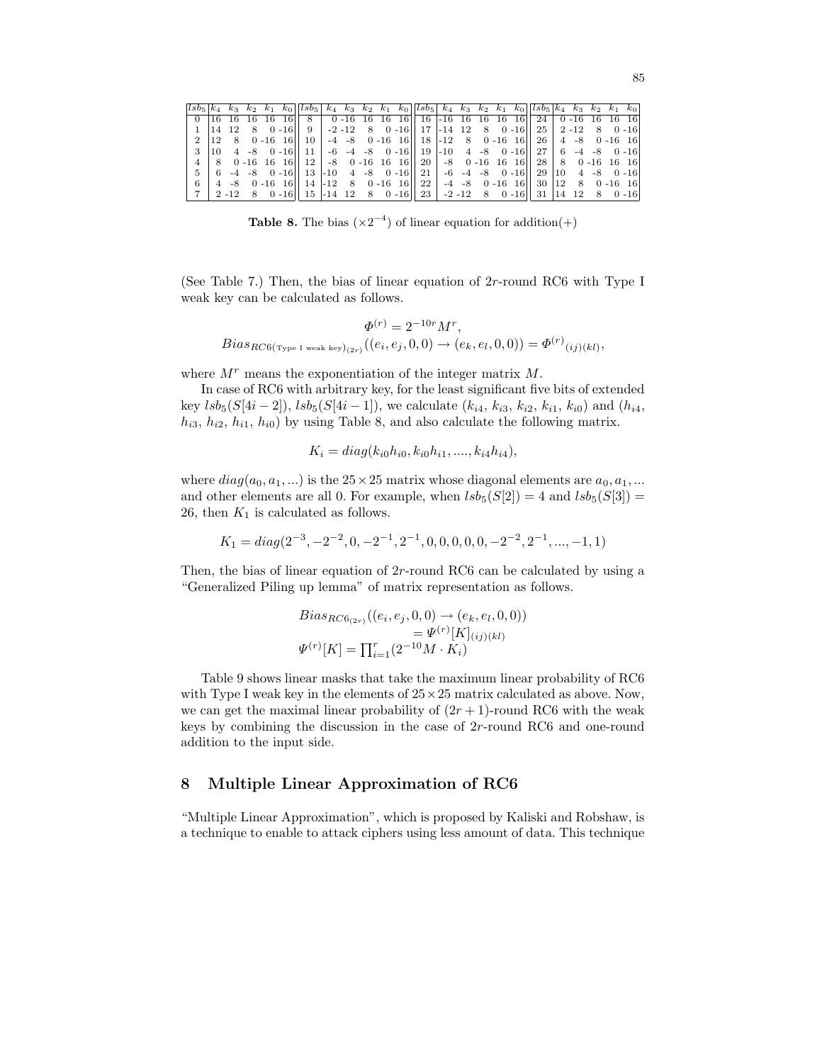| $lsb_5$ | $k_4$ | $k_3$ | $k_2$ | $k_1$ | $k_0$ | $lsb_5$ | $k_4$ | $k_3$ | $k_2$ | $k_1$ | $k_0$ | $lsb_5$ | $k_4$ | $k_3$ | $k_2$ | $k_1$ | $k_0$ | $lsb_5$ | $k_4$ | $k_3$ | $k_2$ | $k_1$ | $k_0$ |
|---|---|---|---|---|---|---|---|---|---|---|---|---|---|---|---|---|---|---|---|---|---|---|---|
| 0 | 16 | 16 | 16 | 16 | 16 | 8 | 0 | -16 | 16 | 16 | 16 | 16 | -16 | 16 | 16 | 16 | 16 | 24 | 0 | -16 | 16 | 16 | 16 |
| 1 | 14 | 12 | 8 | 0 | -16 | 9 | -2 | -12 | 8 | 0 | -16 | 17 | -14 | 12 | 8 | 0 | -16 | 25 | 2 | -12 | 8 | 0 | -16 |
| 2 | 12 | 8 | 0 | -16 | 16 | 10 | -4 | -8 | 0 | -16 | 16 | 18 | -12 | 8 | 0 | -16 | 16 | 26 | 4 | -8 | 0 | -16 | 16 |
| 3 | 10 | 4 | -8 | 0 | -16 | 11 | -6 | -4 | -8 | 0 | -16 | 19 | -10 | 4 | -8 | 0 | -16 | 27 | 6 | -4 | -8 | 0 | -16 |
| 4 | 8 | 0 | -16 | 16 | 16 | 12 | -8 | 0 | -16 | 16 | 16 | 20 | -8 | 0 | -16 | 16 | 16 | 28 | 8 | 0 | -16 | 16 | 16 |
| 5 | 6 | -4 | -8 | 0 | -16 | 13 | -10 | 4 | -8 | 0 | -16 | 21 | -6 | -4 | -8 | 0 | -16 | 29 | 10 | 4 | -8 | 0 | -16 |
| 6 | 4 | -8 | 0 | -16 | 16 | 14 | -12 | 8 | 0 | -16 | 16 | 22 | -4 | -8 | 0 | -16 | 16 | 30 | 12 | 8 | 0 | -16 | 16 |
| 7 | 2 | -12 | 8 | 0 | -16 | 15 | -14 | 12 | 8 | 0 | -16 | 23 | -2 | -12 | 8 | 0 | -16 | 31 | 14 | 12 | 8 | 0 | -16 |

**Table 8.** The bias ($\times 2^{-4}$) of linear equation for addition(+)

(See Table 7.) Then, the bias of linear equation of $2r$-round RC6 with Type I weak key can be calculated as follows.

$$\Phi^{(r)} = 2^{-10r} M^r,$$
$$Bias_{RC6(\text{Type I weak key})_{(2r)}}((e_i, e_j, 0, 0) \rightarrow (e_k, e_l, 0, 0)) = \Phi^{(r)}{}_{(ij)(kl)},$$

where $M^r$ means the exponentiation of the integer matrix $M$.

In case of RC6 with arbitrary key, for the least significant five bits of extended key $lsb_5(S[4i-2])$, $lsb_5(S[4i-1])$, we calculate ($k_{i4}$, $k_{i3}$, $k_{i2}$, $k_{i1}$, $k_{i0}$) and ($h_{i4}$, $h_{i3}$, $h_{i2}$, $h_{i1}$, $h_{i0}$) by using Table 8, and also calculate the following matrix.

$$K_i = diag(k_{i0}h_{i0}, k_{i0}h_{i1}, ...., k_{i4}h_{i4}),$$

where $diag(a_0, a_1, ...)$ is the $25 \times 25$ matrix whose diagonal elements are $a_0, a_1, ...$ and other elements are all 0. For example, when $lsb_5(S[2]) = 4$ and $lsb_5(S[3]) = 26$, then $K_1$ is calculated as follows.

$$K_1 = diag(2^{-3}, -2^{-2}, 0, -2^{-1}, 2^{-1}, 0, 0, 0, 0, 0, -2^{-2}, 2^{-1}, ..., -1, 1)$$

Then, the bias of linear equation of $2r$-round RC6 can be calculated by using a "Generalized Piling up lemma" of matrix representation as follows.

$$Bias_{RC6_{(2r)}}((e_i, e_j, 0, 0) \rightarrow (e_k, e_l, 0, 0)) = \Psi^{(r)}[K]_{(ij)(kl)}$$
$$\Psi^{(r)}[K] = \prod_{i=1}^{r}(2^{-10}M \cdot K_i)$$

Table 9 shows linear masks that take the maximum linear probability of RC6 with Type I weak key in the elements of $25 \times 25$ matrix calculated as above. Now, we can get the maximal linear probability of $(2r+1)$-round RC6 with the weak keys by combining the discussion in the case of $2r$-round RC6 and one-round addition to the input side.

## 8 Multiple Linear Approximation of RC6

"Multiple Linear Approximation", which is proposed by Kaliski and Robshaw, is a technique to enable to attack ciphers using less amount of data. This technique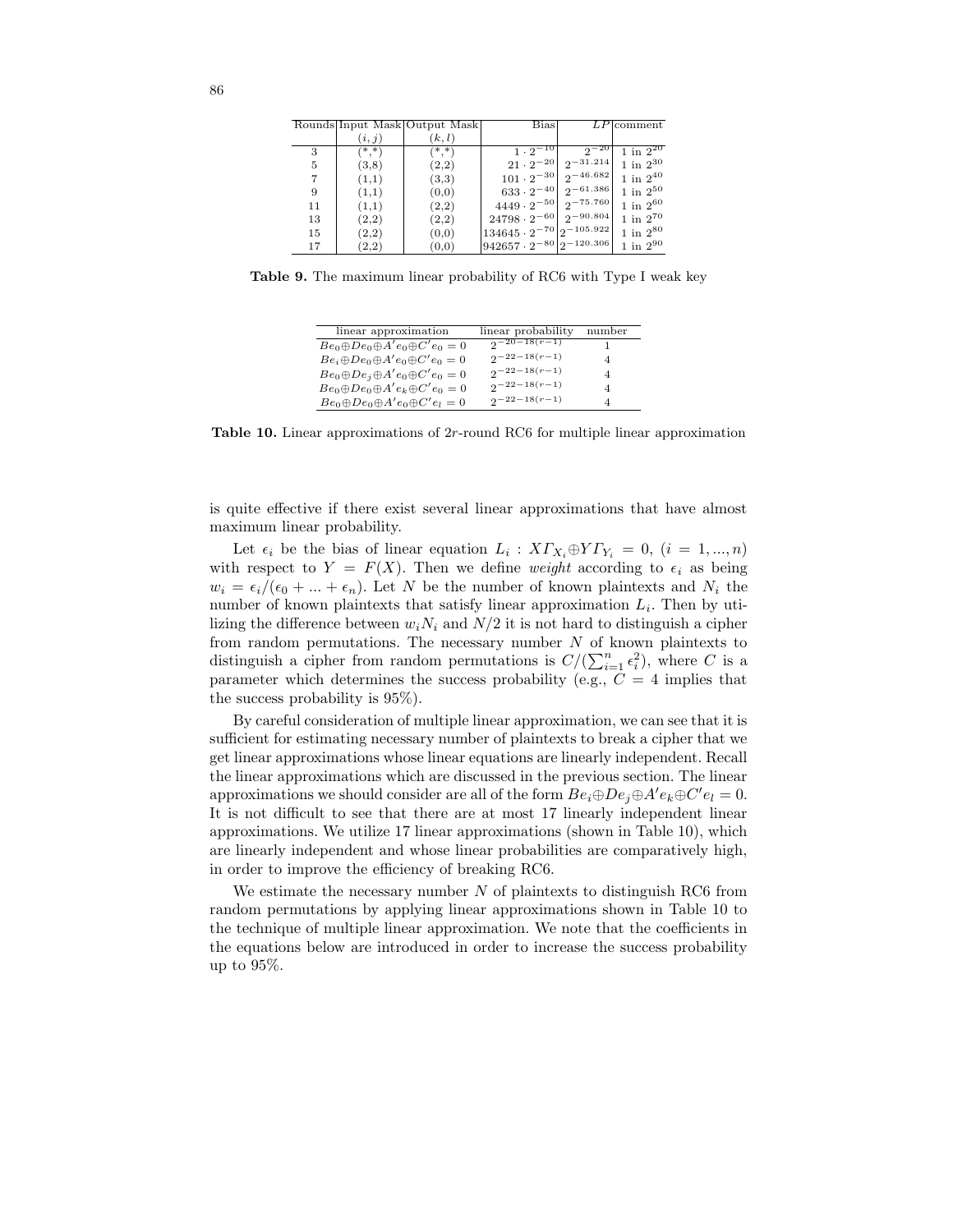| Rounds | Input Mask $(i,j)$ | Output Mask $(k,l)$ | Bias | $LP$ | comment |
|---|---|---|---|---|---|
| 3 | (*,*) | (*,*) | $1 \cdot 2^{-10}$ | $2^{-20}$ | 1 in $2^{20}$ |
| 5 | (3,8) | (2,2) | $21 \cdot 2^{-20}$ | $2^{-31.214}$ | 1 in $2^{30}$ |
| 7 | (1,1) | (3,3) | $101 \cdot 2^{-30}$ | $2^{-46.682}$ | 1 in $2^{40}$ |
| 9 | (1,1) | (0,0) | $633 \cdot 2^{-40}$ | $2^{-61.386}$ | 1 in $2^{50}$ |
| 11 | (1,1) | (2,2) | $4449 \cdot 2^{-50}$ | $2^{-75.760}$ | 1 in $2^{60}$ |
| 13 | (2,2) | (2,2) | $24798 \cdot 2^{-60}$ | $2^{-90.804}$ | 1 in $2^{70}$ |
| 15 | (2,2) | (0,0) | $134645 \cdot 2^{-70}$ | $2^{-105.922}$ | 1 in $2^{80}$ |
| 17 | (2,2) | (0,0) | $942657 \cdot 2^{-80}$ | $2^{-120.306}$ | 1 in $2^{90}$ |

**Table 9.** The maximum linear probability of RC6 with Type I weak key

| linear approximation | linear probability | number |
|---|---|---|
| $Be_0 \oplus De_0 \oplus A'e_0 \oplus C'e_0 = 0$ | $2^{-20-18(r-1)}$ | 1 |
| $Be_i \oplus De_0 \oplus A'e_0 \oplus C'e_0 = 0$ | $2^{-22-18(r-1)}$ | 4 |
| $Be_0 \oplus De_j \oplus A'e_0 \oplus C'e_0 = 0$ | $2^{-22-18(r-1)}$ | 4 |
| $Be_0 \oplus De_0 \oplus A'e_k \oplus C'e_0 = 0$ | $2^{-22-18(r-1)}$ | 4 |
| $Be_0 \oplus De_0 \oplus A'e_0 \oplus C'e_l = 0$ | $2^{-22-18(r-1)}$ | 4 |

**Table 10.** Linear approximations of $2r$-round RC6 for multiple linear approximation

is quite effective if there exist several linear approximations that have almost maximum linear probability.

Let $\epsilon_i$ be the bias of linear equation $L_i : X\Gamma_{X_i} \oplus Y\Gamma_{Y_i} = 0$, $(i = 1, ..., n)$ with respect to $Y = F(X)$. Then we define *weight* according to $\epsilon_i$ as being $w_i = \epsilon_i/(\epsilon_0 + ... + \epsilon_n)$. Let $N$ be the number of known plaintexts and $N_i$ the number of known plaintexts that satisfy linear approximation $L_i$. Then by utilizing the difference between $w_i N_i$ and $N/2$ it is not hard to distinguish a cipher from random permutations. The necessary number $N$ of known plaintexts to distinguish a cipher from random permutations is $C/(\sum_{i=1}^{n} \epsilon_i^2)$, where $C$ is a parameter which determines the success probability (e.g., $C = 4$ implies that the success probability is 95%).

By careful consideration of multiple linear approximation, we can see that it is sufficient for estimating necessary number of plaintexts to break a cipher that we get linear approximations whose linear equations are linearly independent. Recall the linear approximations which are discussed in the previous section. The linear approximations we should consider are all of the form $Be_i \oplus De_j \oplus A'e_k \oplus C'e_l = 0$. It is not difficult to see that there are at most 17 linearly independent linear approximations. We utilize 17 linear approximations (shown in Table 10), which are linearly independent and whose linear probabilities are comparatively high, in order to improve the efficiency of breaking RC6.

We estimate the necessary number $N$ of plaintexts to distinguish RC6 from random permutations by applying linear approximations shown in Table 10 to the technique of multiple linear approximation. We note that the coefficients in the equations below are introduced in order to increase the success probability up to 95%.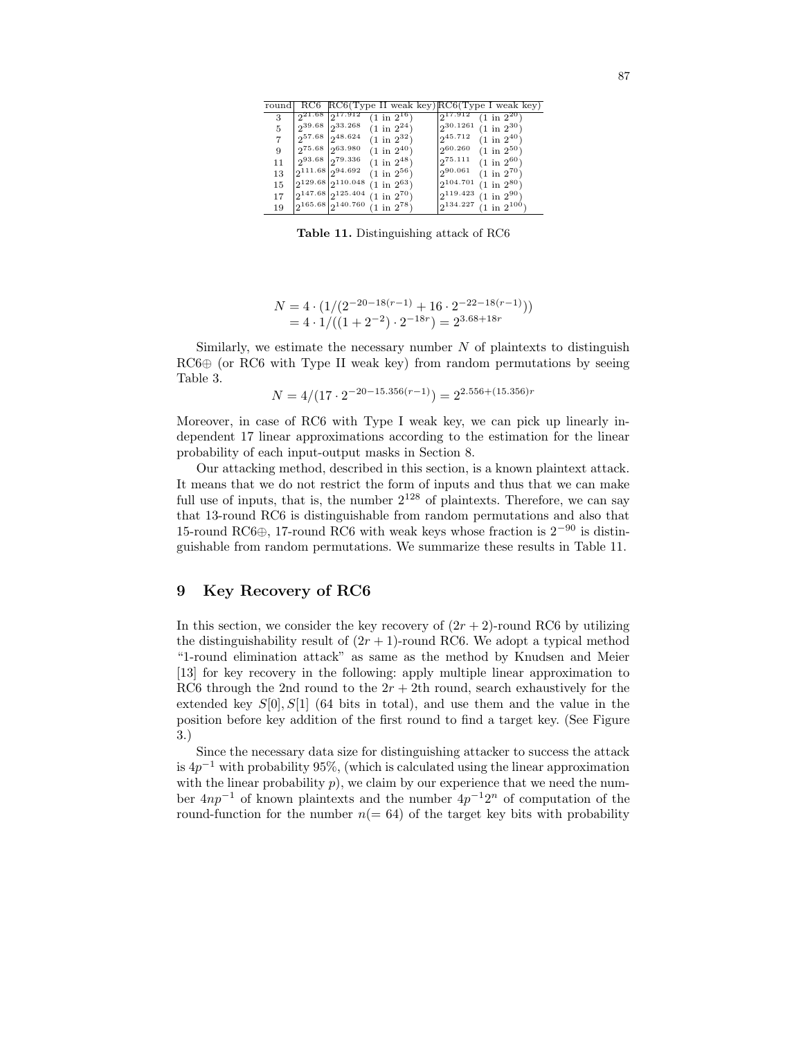| round | RC6 | RC6(Type II weak key) | RC6(Type I weak key) |
|---|---|---|---|
| 3 | $2^{21.68}$ | $2^{17.912}$ (1 in $2^{16}$) | $2^{17.912}$ (1 in $2^{20}$) |
| 5 | $2^{39.68}$ | $2^{33.268}$ (1 in $2^{24}$) | $2^{30.1261}$ (1 in $2^{30}$) |
| 7 | $2^{57.68}$ | $2^{48.624}$ (1 in $2^{32}$) | $2^{45.712}$ (1 in $2^{40}$) |
| 9 | $2^{75.68}$ | $2^{63.980}$ (1 in $2^{40}$) | $2^{60.260}$ (1 in $2^{50}$) |
| 11 | $2^{93.68}$ | $2^{79.336}$ (1 in $2^{48}$) | $2^{75.111}$ (1 in $2^{60}$) |
| 13 | $2^{111.68}$ | $2^{94.692}$ (1 in $2^{56}$) | $2^{90.061}$ (1 in $2^{70}$) |
| 15 | $2^{129.68}$ | $2^{110.048}$ (1 in $2^{63}$) | $2^{104.701}$ (1 in $2^{80}$) |
| 17 | $2^{147.68}$ | $2^{125.404}$ (1 in $2^{70}$) | $2^{119.423}$ (1 in $2^{90}$) |
| 19 | $2^{165.68}$ | $2^{140.760}$ (1 in $2^{78}$) | $2^{134.227}$ (1 in $2^{100}$) |

**Table 11.** Distinguishing attack of RC6

$$
\begin{aligned}
N &= 4 \cdot (1/(2^{-20-18(r-1)} + 16 \cdot 2^{-22-18(r-1)})) \\
&= 4 \cdot 1/((1+2^{-2}) \cdot 2^{-18r}) = 2^{3.68+18r}
\end{aligned}
$$

Similarly, we estimate the necessary number $N$ of plaintexts to distinguish RC6⊕ (or RC6 with Type II weak key) from random permutations by seeing Table 3.

$$
N = 4/(17 \cdot 2^{-20-15.356(r-1)}) = 2^{2.556+(15.356)r}
$$

Moreover, in case of RC6 with Type I weak key, we can pick up linearly independent 17 linear approximations according to the estimation for the linear probability of each input-output masks in Section 8.

Our attacking method, described in this section, is a known plaintext attack. It means that we do not restrict the form of inputs and thus that we can make full use of inputs, that is, the number $2^{128}$ of plaintexts. Therefore, we can say that 13-round RC6 is distinguishable from random permutations and also that 15-round RC6⊕, 17-round RC6 with weak keys whose fraction is $2^{-90}$ is distinguishable from random permutations. We summarize these results in Table 11.

## 9 Key Recovery of RC6

In this section, we consider the key recovery of $(2r+2)$-round RC6 by utilizing the distinguishability result of $(2r+1)$-round RC6. We adopt a typical method "1-round elimination attack" as same as the method by Knudsen and Meier [13] for key recovery in the following: apply multiple linear approximation to RC6 through the 2nd round to the $2r+2$th round, search exhaustively for the extended key $S[0], S[1]$ (64 bits in total), and use them and the value in the position before key addition of the first round to find a target key. (See Figure 3.)

Since the necessary data size for distinguishing attacker to success the attack is $4p^{-1}$ with probability 95%, (which is calculated using the linear approximation with the linear probability $p$), we claim by our experience that we need the number $4np^{-1}$ of known plaintexts and the number $4p^{-1}2^n$ of computation of the round-function for the number $n(=64)$ of the target key bits with probability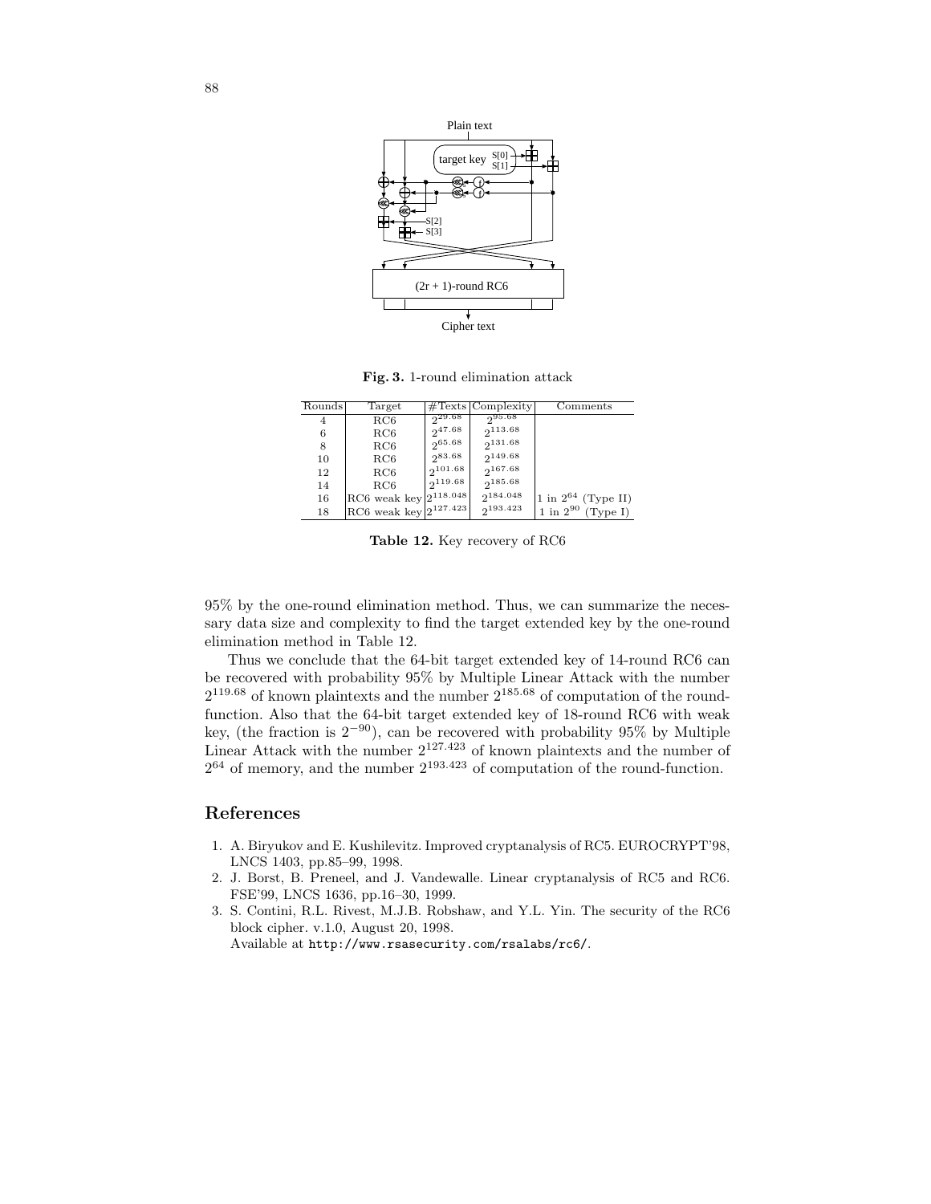Fig. 3. 1-round elimination attack

| Rounds | Target | #Texts | Complexity | Comments |
|---|---|---|---|---|
| 4 | RC6 | $2^{29.68}$ | $2^{95.68}$ | |
| 6 | RC6 | $2^{47.68}$ | $2^{113.68}$ | |
| 8 | RC6 | $2^{65.68}$ | $2^{131.68}$ | |
| 10 | RC6 | $2^{83.68}$ | $2^{149.68}$ | |
| 12 | RC6 | $2^{101.68}$ | $2^{167.68}$ | |
| 14 | RC6 | $2^{119.68}$ | $2^{185.68}$ | |
| 16 | RC6 weak key | $2^{118.048}$ | $2^{184.048}$ | 1 in $2^{64}$ (Type II) |
| 18 | RC6 weak key | $2^{127.423}$ | $2^{193.423}$ | 1 in $2^{90}$ (Type I) |

**Table 12.** Key recovery of RC6

95% by the one-round elimination method. Thus, we can summarize the necessary data size and complexity to find the target extended key by the one-round elimination method in Table 12.

Thus we conclude that the 64-bit target extended key of 14-round RC6 can be recovered with probability 95% by Multiple Linear Attack with the number $2^{119.68}$ of known plaintexts and the number $2^{185.68}$ of computation of the round-function. Also that the 64-bit target extended key of 18-round RC6 with weak key, (the fraction is $2^{-90}$), can be recovered with probability 95% by Multiple Linear Attack with the number $2^{127.423}$ of known plaintexts and the number of $2^{64}$ of memory, and the number $2^{193.423}$ of computation of the round-function.

## References

1. A. Biryukov and E. Kushilevitz. Improved cryptanalysis of RC5. EUROCRYPT'98, LNCS 1403, pp.85–99, 1998.
2. J. Borst, B. Preneel, and J. Vandewalle. Linear cryptanalysis of RC5 and RC6. FSE'99, LNCS 1636, pp.16–30, 1999.
3. S. Contini, R.L. Rivest, M.J.B. Robshaw, and Y.L. Yin. The security of the RC6 block cipher. v.1.0, August 20, 1998. Available at http://www.rsasecurity.com/rsalabs/rc6/.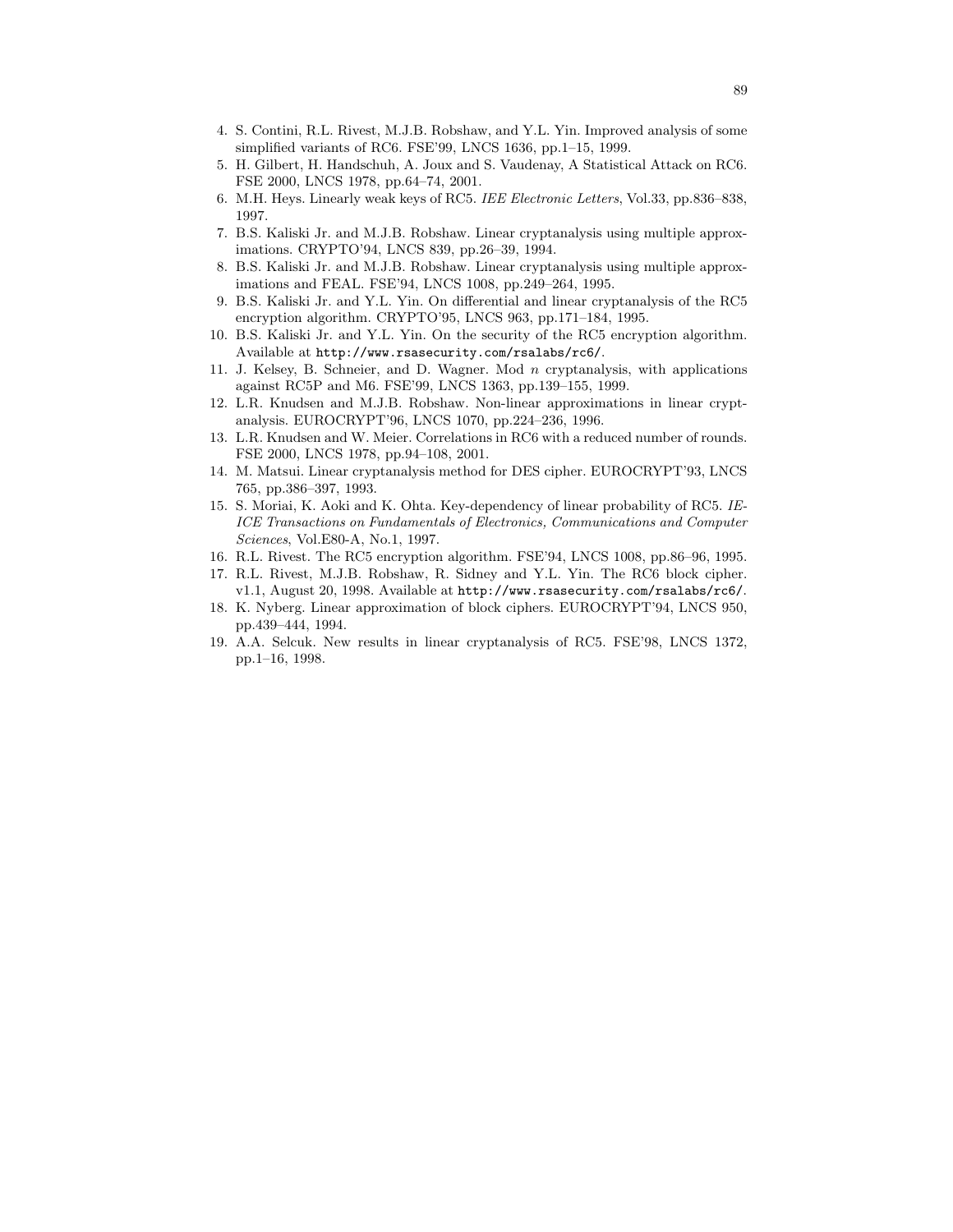4. S. Contini, R.L. Rivest, M.J.B. Robshaw, and Y.L. Yin. Improved analysis of some simplified variants of RC6. FSE'99, LNCS 1636, pp.1–15, 1999.
5. H. Gilbert, H. Handschuh, A. Joux and S. Vaudenay, A Statistical Attack on RC6. FSE 2000, LNCS 1978, pp.64–74, 2001.
6. M.H. Heys. Linearly weak keys of RC5. *IEE Electronic Letters*, Vol.33, pp.836–838, 1997.
7. B.S. Kaliski Jr. and M.J.B. Robshaw. Linear cryptanalysis using multiple approximations. CRYPTO'94, LNCS 839, pp.26–39, 1994.
8. B.S. Kaliski Jr. and M.J.B. Robshaw. Linear cryptanalysis using multiple approximations and FEAL. FSE'94, LNCS 1008, pp.249–264, 1995.
9. B.S. Kaliski Jr. and Y.L. Yin. On differential and linear cryptanalysis of the RC5 encryption algorithm. CRYPTO'95, LNCS 963, pp.171–184, 1995.
10. B.S. Kaliski Jr. and Y.L. Yin. On the security of the RC5 encryption algorithm. Available at `http://www.rsasecurity.com/rsalabs/rc6/`.
11. J. Kelsey, B. Schneier, and D. Wagner. Mod $n$ cryptanalysis, with applications against RC5P and M6. FSE'99, LNCS 1363, pp.139–155, 1999.
12. L.R. Knudsen and M.J.B. Robshaw. Non-linear approximations in linear cryptanalysis. EUROCRYPT'96, LNCS 1070, pp.224–236, 1996.
13. L.R. Knudsen and W. Meier. Correlations in RC6 with a reduced number of rounds. FSE 2000, LNCS 1978, pp.94–108, 2001.
14. M. Matsui. Linear cryptanalysis method for DES cipher. EUROCRYPT'93, LNCS 765, pp.386–397, 1993.
15. S. Moriai, K. Aoki and K. Ohta. Key-dependency of linear probability of RC5. *IEICE Transactions on Fundamentals of Electronics, Communications and Computer Sciences*, Vol.E80-A, No.1, 1997.
16. R.L. Rivest. The RC5 encryption algorithm. FSE'94, LNCS 1008, pp.86–96, 1995.
17. R.L. Rivest, M.J.B. Robshaw, R. Sidney and Y.L. Yin. The RC6 block cipher. v1.1, August 20, 1998. Available at `http://www.rsasecurity.com/rsalabs/rc6/`.
18. K. Nyberg. Linear approximation of block ciphers. EUROCRYPT'94, LNCS 950, pp.439–444, 1994.
19. A.A. Selcuk. New results in linear cryptanalysis of RC5. FSE'98, LNCS 1372, pp.1–16, 1998.